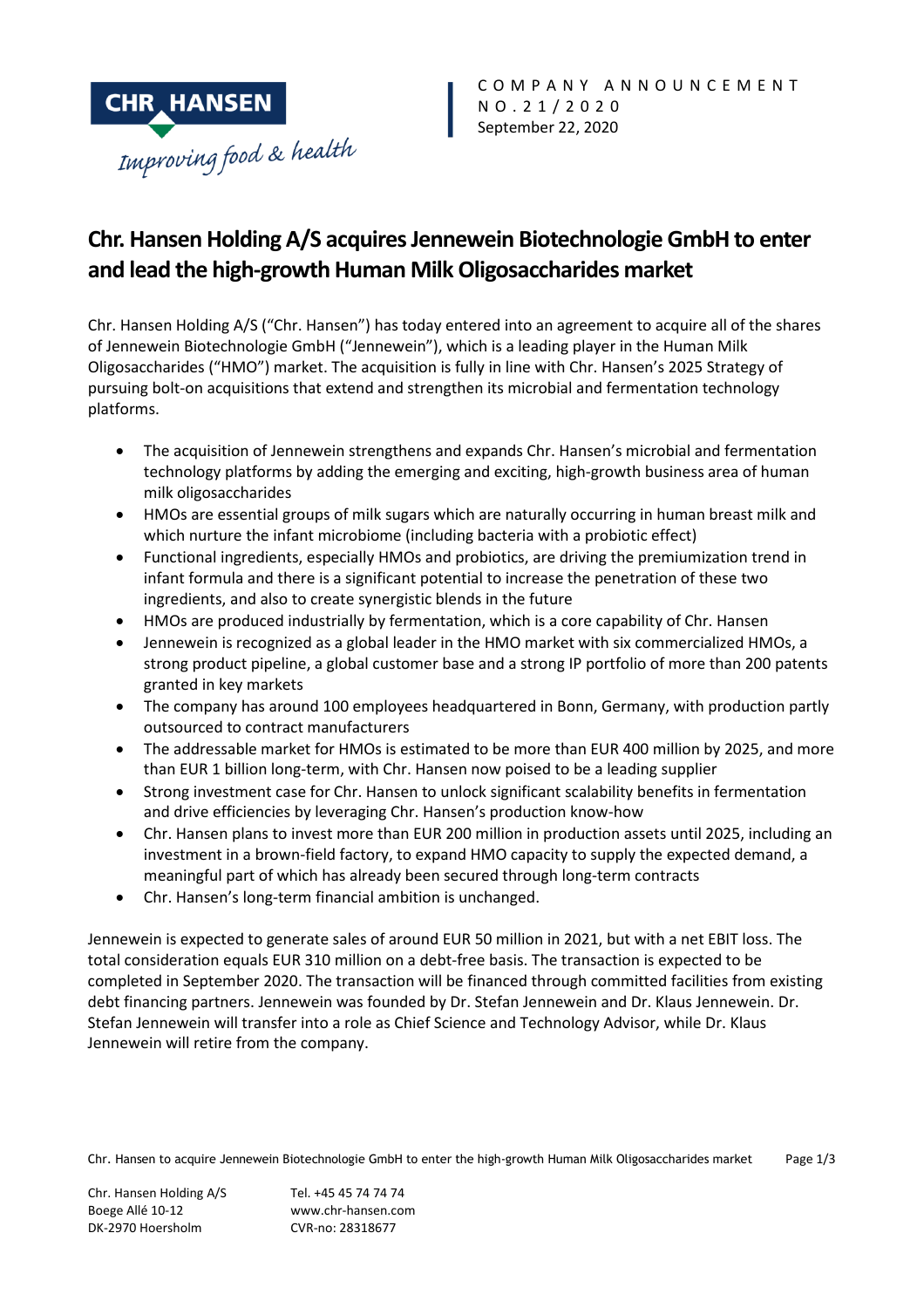COMPANY ANNOUNCEMENT
NO.21/2020
September 22, 2020

# Chr. Hansen Holding A/S acquires Jennewein Biotechnologie GmbH to enter and lead the high-growth Human Milk Oligosaccharides market

Chr. Hansen Holding A/S ("Chr. Hansen") has today entered into an agreement to acquire all of the shares of Jennewein Biotechnologie GmbH ("Jennewein"), which is a leading player in the Human Milk Oligosaccharides ("HMO") market. The acquisition is fully in line with Chr. Hansen's 2025 Strategy of pursuing bolt-on acquisitions that extend and strengthen its microbial and fermentation technology platforms.

- The acquisition of Jennewein strengthens and expands Chr. Hansen's microbial and fermentation technology platforms by adding the emerging and exciting, high-growth business area of human milk oligosaccharides
- HMOs are essential groups of milk sugars which are naturally occurring in human breast milk and which nurture the infant microbiome (including bacteria with a probiotic effect)
- Functional ingredients, especially HMOs and probiotics, are driving the premiumization trend in infant formula and there is a significant potential to increase the penetration of these two ingredients, and also to create synergistic blends in the future
- HMOs are produced industrially by fermentation, which is a core capability of Chr. Hansen
- Jennewein is recognized as a global leader in the HMO market with six commercialized HMOs, a strong product pipeline, a global customer base and a strong IP portfolio of more than 200 patents granted in key markets
- The company has around 100 employees headquartered in Bonn, Germany, with production partly outsourced to contract manufacturers
- The addressable market for HMOs is estimated to be more than EUR 400 million by 2025, and more than EUR 1 billion long-term, with Chr. Hansen now poised to be a leading supplier
- Strong investment case for Chr. Hansen to unlock significant scalability benefits in fermentation and drive efficiencies by leveraging Chr. Hansen's production know-how
- Chr. Hansen plans to invest more than EUR 200 million in production assets until 2025, including an investment in a brown-field factory, to expand HMO capacity to supply the expected demand, a meaningful part of which has already been secured through long-term contracts
- Chr. Hansen's long-term financial ambition is unchanged.

Jennewein is expected to generate sales of around EUR 50 million in 2021, but with a net EBIT loss. The total consideration equals EUR 310 million on a debt-free basis. The transaction is expected to be completed in September 2020. The transaction will be financed through committed facilities from existing debt financing partners. Jennewein was founded by Dr. Stefan Jennewein and Dr. Klaus Jennewein. Dr. Stefan Jennewein will transfer into a role as Chief Science and Technology Advisor, while Dr. Klaus Jennewein will retire from the company.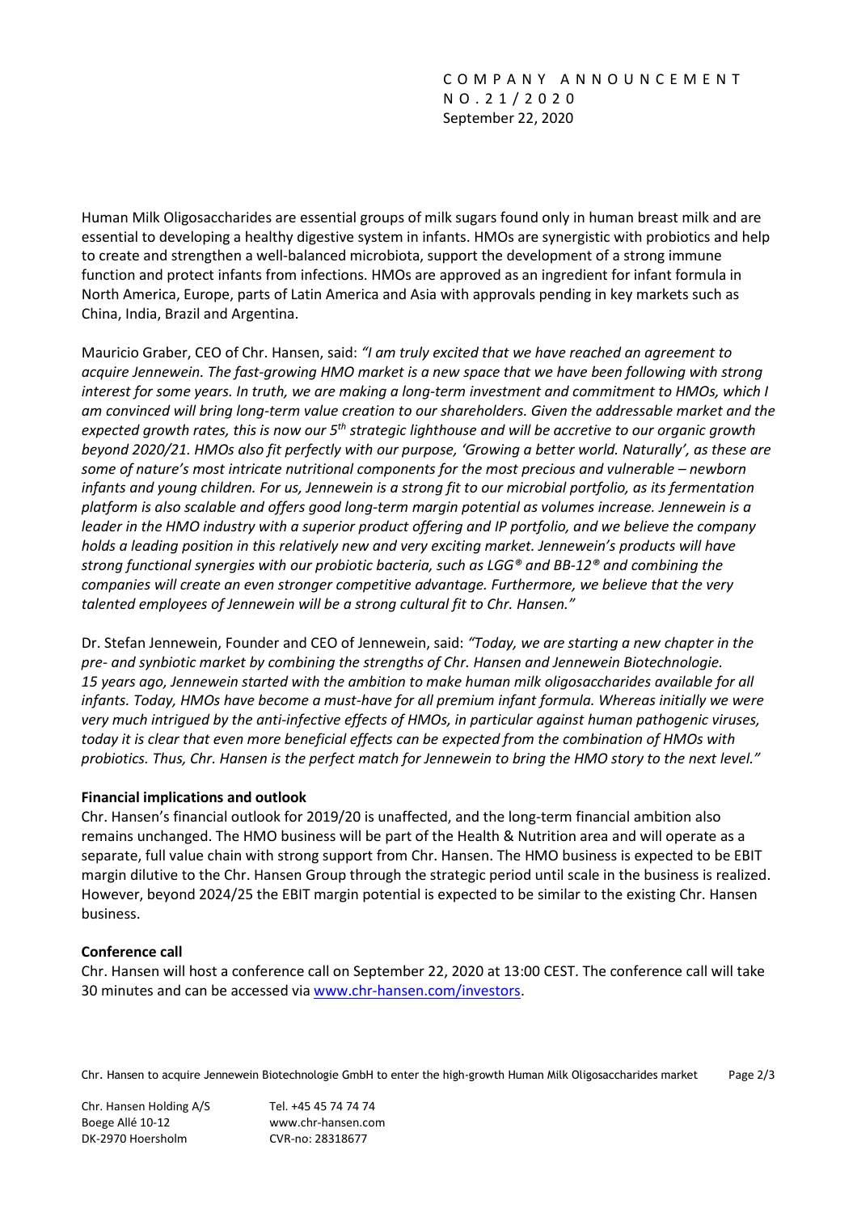Human Milk Oligosaccharides are essential groups of milk sugars found only in human breast milk and are essential to developing a healthy digestive system in infants. HMOs are synergistic with probiotics and help to create and strengthen a well-balanced microbiota, support the development of a strong immune function and protect infants from infections. HMOs are approved as an ingredient for infant formula in North America, Europe, parts of Latin America and Asia with approvals pending in key markets such as China, India, Brazil and Argentina.

Mauricio Graber, CEO of Chr. Hansen, said: *"I am truly excited that we have reached an agreement to acquire Jennewein. The fast-growing HMO market is a new space that we have been following with strong interest for some years. In truth, we are making a long-term investment and commitment to HMOs, which I am convinced will bring long-term value creation to our shareholders. Given the addressable market and the expected growth rates, this is now our 5th strategic lighthouse and will be accretive to our organic growth beyond 2020/21. HMOs also fit perfectly with our purpose, 'Growing a better world. Naturally', as these are some of nature's most intricate nutritional components for the most precious and vulnerable – newborn infants and young children. For us, Jennewein is a strong fit to our microbial portfolio, as its fermentation platform is also scalable and offers good long-term margin potential as volumes increase. Jennewein is a leader in the HMO industry with a superior product offering and IP portfolio, and we believe the company holds a leading position in this relatively new and very exciting market. Jennewein's products will have strong functional synergies with our probiotic bacteria, such as LGG® and BB-12® and combining the companies will create an even stronger competitive advantage. Furthermore, we believe that the very talented employees of Jennewein will be a strong cultural fit to Chr. Hansen."*

Dr. Stefan Jennewein, Founder and CEO of Jennewein, said: *"Today, we are starting a new chapter in the pre- and synbiotic market by combining the strengths of Chr. Hansen and Jennewein Biotechnologie. 15 years ago, Jennewein started with the ambition to make human milk oligosaccharides available for all infants. Today, HMOs have become a must-have for all premium infant formula. Whereas initially we were very much intrigued by the anti-infective effects of HMOs, in particular against human pathogenic viruses, today it is clear that even more beneficial effects can be expected from the combination of HMOs with probiotics. Thus, Chr. Hansen is the perfect match for Jennewein to bring the HMO story to the next level."*

**Financial implications and outlook**

Chr. Hansen's financial outlook for 2019/20 is unaffected, and the long-term financial ambition also remains unchanged. The HMO business will be part of the Health & Nutrition area and will operate as a separate, full value chain with strong support from Chr. Hansen. The HMO business is expected to be EBIT margin dilutive to the Chr. Hansen Group through the strategic period until scale in the business is realized. However, beyond 2024/25 the EBIT margin potential is expected to be similar to the existing Chr. Hansen business.

**Conference call**

Chr. Hansen will host a conference call on September 22, 2020 at 13:00 CEST. The conference call will take 30 minutes and can be accessed via www.chr-hansen.com/investors.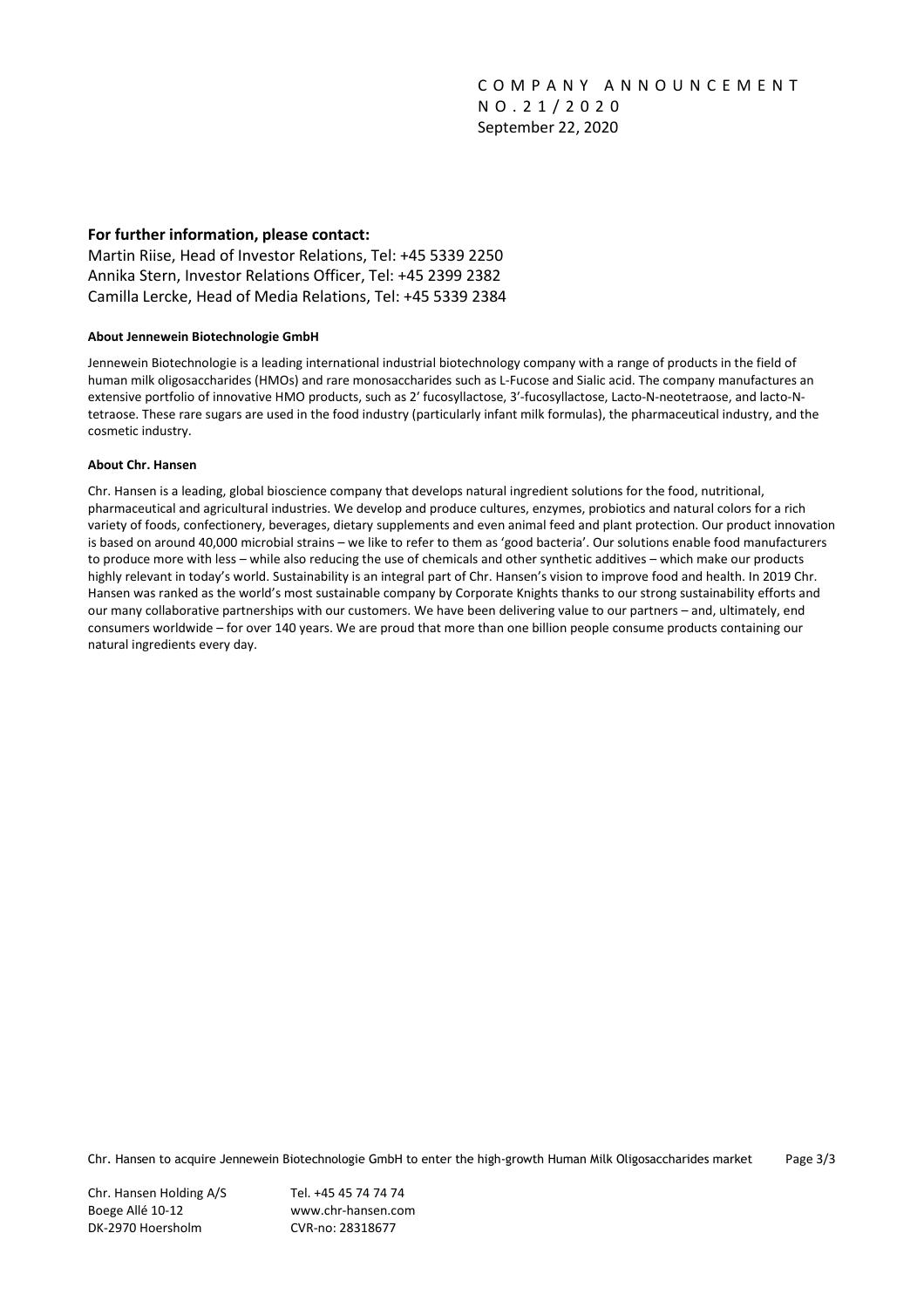COMPANY ANNOUNCEMENT
NO.21/2020
September 22, 2020

**For further information, please contact:**

Martin Riise, Head of Investor Relations, Tel: +45 5339 2250
Annika Stern, Investor Relations Officer, Tel: +45 2399 2382
Camilla Lercke, Head of Media Relations, Tel: +45 5339 2384

**About Jennewein Biotechnologie GmbH**

Jennewein Biotechnologie is a leading international industrial biotechnology company with a range of products in the field of human milk oligosaccharides (HMOs) and rare monosaccharides such as L-Fucose and Sialic acid. The company manufactures an extensive portfolio of innovative HMO products, such as 2' fucosyllactose, 3'-fucosyllactose, Lacto-N-neotetraose, and lacto-N-tetraose. These rare sugars are used in the food industry (particularly infant milk formulas), the pharmaceutical industry, and the cosmetic industry.

**About Chr. Hansen**

Chr. Hansen is a leading, global bioscience company that develops natural ingredient solutions for the food, nutritional, pharmaceutical and agricultural industries. We develop and produce cultures, enzymes, probiotics and natural colors for a rich variety of foods, confectionery, beverages, dietary supplements and even animal feed and plant protection. Our product innovation is based on around 40,000 microbial strains – we like to refer to them as 'good bacteria'. Our solutions enable food manufacturers to produce more with less – while also reducing the use of chemicals and other synthetic additives – which make our products highly relevant in today's world. Sustainability is an integral part of Chr. Hansen's vision to improve food and health. In 2019 Chr. Hansen was ranked as the world's most sustainable company by Corporate Knights thanks to our strong sustainability efforts and our many collaborative partnerships with our customers. We have been delivering value to our partners – and, ultimately, end consumers worldwide – for over 140 years. We are proud that more than one billion people consume products containing our natural ingredients every day.

Chr. Hansen Holding A/S
Boege Allé 10-12
DK-2970 Hoersholm

Tel. +45 45 74 74 74
www.chr-hansen.com
CVR-no: 28318677